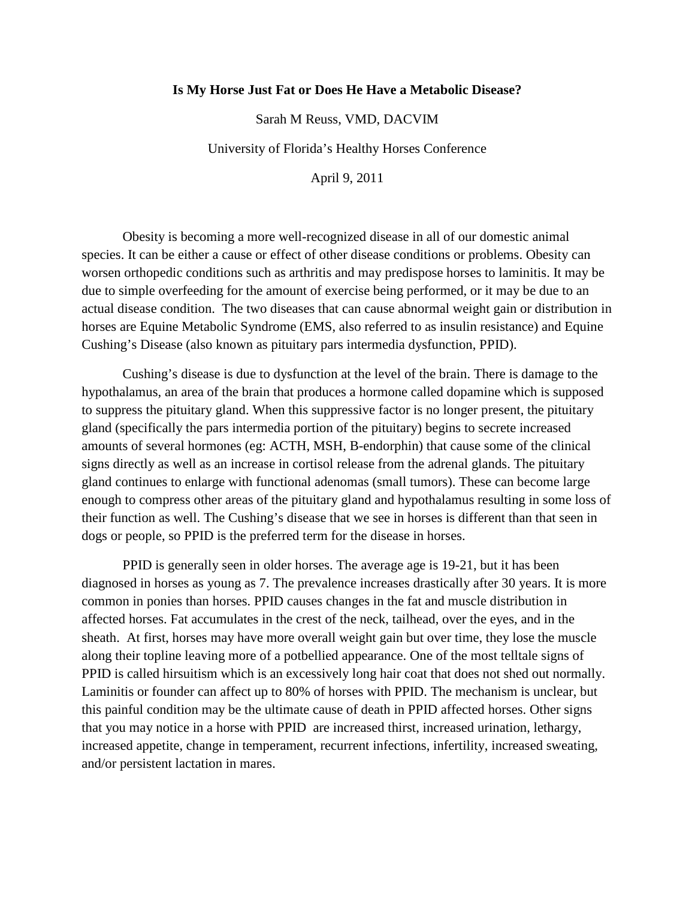# Is My Horse Just Fat or Does He Have a Metabolic Disease?

Sarah M Reuss, VMD, DACVIM

University of Florida's Healthy Horses Conference

April 9, 2011

Obesity is becoming a more well-recognized disease in all of our domestic animal species. It can be either a cause or effect of other disease conditions or problems. Obesity can worsen orthopedic conditions such as arthritis and may predispose horses to laminitis. It may be due to simple overfeeding for the amount of exercise being performed, or it may be due to an actual disease condition. The two diseases that can cause abnormal weight gain or distribution in horses are Equine Metabolic Syndrome (EMS, also referred to as insulin resistance) and Equine Cushing's Disease (also known as pituitary pars intermedia dysfunction, PPID).

Cushing's disease is due to dysfunction at the level of the brain. There is damage to the hypothalamus, an area of the brain that produces a hormone called dopamine which is supposed to suppress the pituitary gland. When this suppressive factor is no longer present, the pituitary gland (specifically the pars intermedia portion of the pituitary) begins to secrete increased amounts of several hormones (eg: ACTH, MSH, B-endorphin) that cause some of the clinical signs directly as well as an increase in cortisol release from the adrenal glands. The pituitary gland continues to enlarge with functional adenomas (small tumors). These can become large enough to compress other areas of the pituitary gland and hypothalamus resulting in some loss of their function as well. The Cushing's disease that we see in horses is different than that seen in dogs or people, so PPID is the preferred term for the disease in horses.

PPID is generally seen in older horses. The average age is 19-21, but it has been diagnosed in horses as young as 7. The prevalence increases drastically after 30 years. It is more common in ponies than horses. PPID causes changes in the fat and muscle distribution in affected horses. Fat accumulates in the crest of the neck, tailhead, over the eyes, and in the sheath. At first, horses may have more overall weight gain but over time, they lose the muscle along their topline leaving more of a potbellied appearance. One of the most telltale signs of PPID is called hirsuitism which is an excessively long hair coat that does not shed out normally. Laminitis or founder can affect up to 80% of horses with PPID. The mechanism is unclear, but this painful condition may be the ultimate cause of death in PPID affected horses. Other signs that you may notice in a horse with PPID are increased thirst, increased urination, lethargy, increased appetite, change in temperament, recurrent infections, infertility, increased sweating, and/or persistent lactation in mares.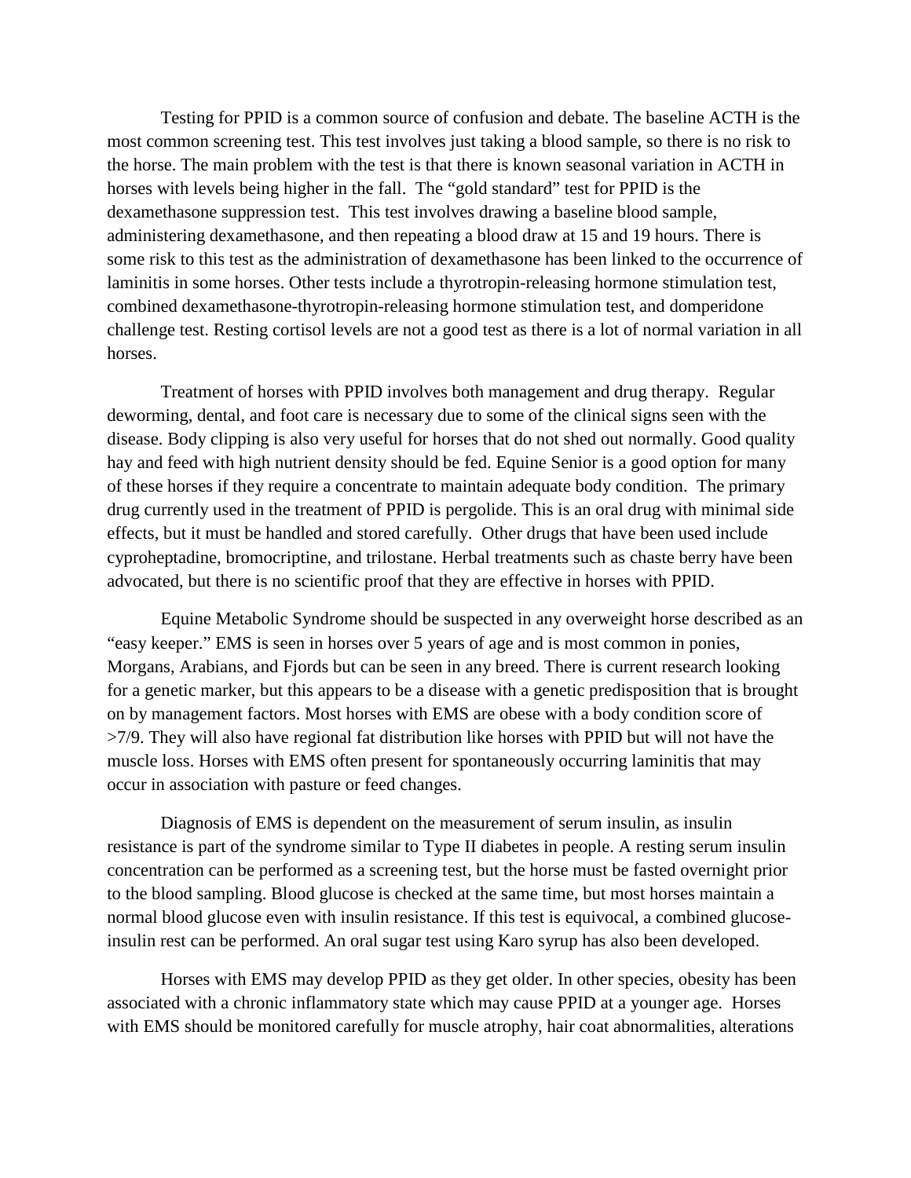Testing for PPID is a common source of confusion and debate. The baseline ACTH is the most common screening test. This test involves just taking a blood sample, so there is no risk to the horse. The main problem with the test is that there is known seasonal variation in ACTH in horses with levels being higher in the fall. The "gold standard" test for PPID is the dexamethasone suppression test. This test involves drawing a baseline blood sample, administering dexamethasone, and then repeating a blood draw at 15 and 19 hours. There is some risk to this test as the administration of dexamethasone has been linked to the occurrence of laminitis in some horses. Other tests include a thyrotropin-releasing hormone stimulation test, combined dexamethasone-thyrotropin-releasing hormone stimulation test, and domperidone challenge test. Resting cortisol levels are not a good test as there is a lot of normal variation in all horses.

Treatment of horses with PPID involves both management and drug therapy. Regular deworming, dental, and foot care is necessary due to some of the clinical signs seen with the disease. Body clipping is also very useful for horses that do not shed out normally. Good quality hay and feed with high nutrient density should be fed. Equine Senior is a good option for many of these horses if they require a concentrate to maintain adequate body condition. The primary drug currently used in the treatment of PPID is pergolide. This is an oral drug with minimal side effects, but it must be handled and stored carefully. Other drugs that have been used include cyproheptadine, bromocriptine, and trilostane. Herbal treatments such as chaste berry have been advocated, but there is no scientific proof that they are effective in horses with PPID.

Equine Metabolic Syndrome should be suspected in any overweight horse described as an "easy keeper." EMS is seen in horses over 5 years of age and is most common in ponies, Morgans, Arabians, and Fjords but can be seen in any breed. There is current research looking for a genetic marker, but this appears to be a disease with a genetic predisposition that is brought on by management factors. Most horses with EMS are obese with a body condition score of >7/9. They will also have regional fat distribution like horses with PPID but will not have the muscle loss. Horses with EMS often present for spontaneously occurring laminitis that may occur in association with pasture or feed changes.

Diagnosis of EMS is dependent on the measurement of serum insulin, as insulin resistance is part of the syndrome similar to Type II diabetes in people. A resting serum insulin concentration can be performed as a screening test, but the horse must be fasted overnight prior to the blood sampling. Blood glucose is checked at the same time, but most horses maintain a normal blood glucose even with insulin resistance. If this test is equivocal, a combined glucose-insulin rest can be performed. An oral sugar test using Karo syrup has also been developed.

Horses with EMS may develop PPID as they get older. In other species, obesity has been associated with a chronic inflammatory state which may cause PPID at a younger age. Horses with EMS should be monitored carefully for muscle atrophy, hair coat abnormalities, alterations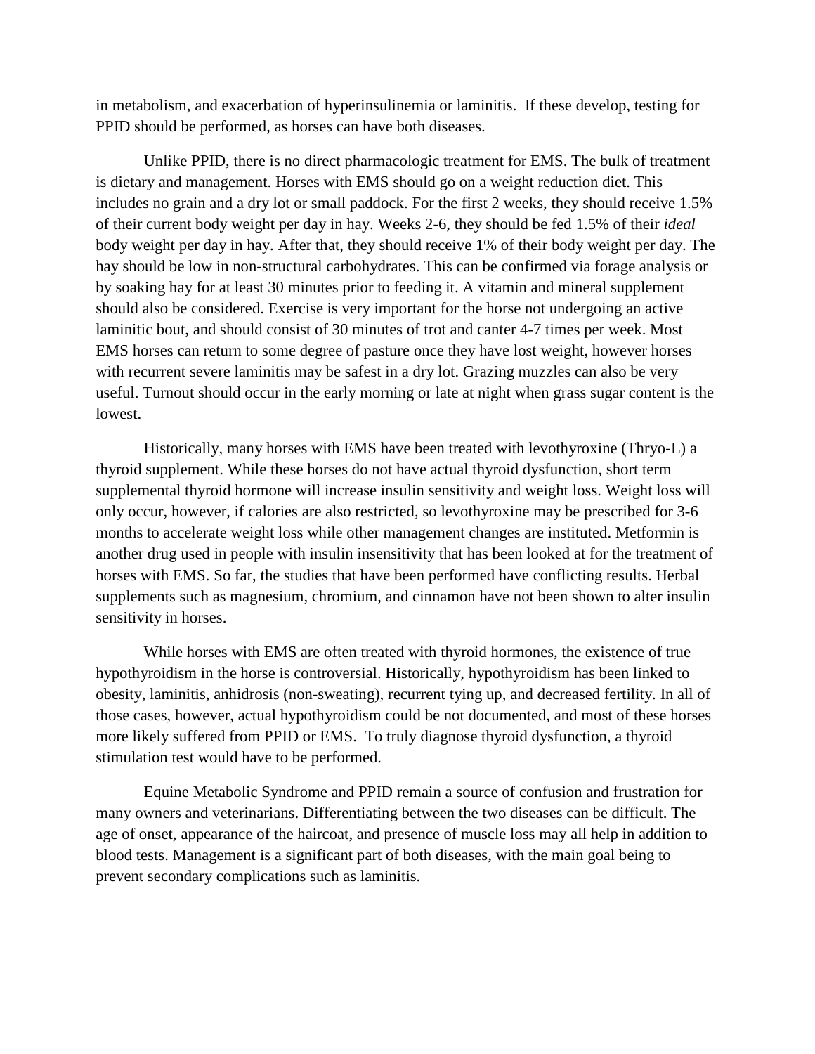in metabolism, and exacerbation of hyperinsulinemia or laminitis. If these develop, testing for PPID should be performed, as horses can have both diseases.

Unlike PPID, there is no direct pharmacologic treatment for EMS. The bulk of treatment is dietary and management. Horses with EMS should go on a weight reduction diet. This includes no grain and a dry lot or small paddock. For the first 2 weeks, they should receive 1.5% of their current body weight per day in hay. Weeks 2-6, they should be fed 1.5% of their *ideal* body weight per day in hay. After that, they should receive 1% of their body weight per day. The hay should be low in non-structural carbohydrates. This can be confirmed via forage analysis or by soaking hay for at least 30 minutes prior to feeding it. A vitamin and mineral supplement should also be considered. Exercise is very important for the horse not undergoing an active laminitic bout, and should consist of 30 minutes of trot and canter 4-7 times per week. Most EMS horses can return to some degree of pasture once they have lost weight, however horses with recurrent severe laminitis may be safest in a dry lot. Grazing muzzles can also be very useful. Turnout should occur in the early morning or late at night when grass sugar content is the lowest.

Historically, many horses with EMS have been treated with levothyroxine (Thryo-L) a thyroid supplement. While these horses do not have actual thyroid dysfunction, short term supplemental thyroid hormone will increase insulin sensitivity and weight loss. Weight loss will only occur, however, if calories are also restricted, so levothyroxine may be prescribed for 3-6 months to accelerate weight loss while other management changes are instituted. Metformin is another drug used in people with insulin insensitivity that has been looked at for the treatment of horses with EMS. So far, the studies that have been performed have conflicting results. Herbal supplements such as magnesium, chromium, and cinnamon have not been shown to alter insulin sensitivity in horses.

While horses with EMS are often treated with thyroid hormones, the existence of true hypothyroidism in the horse is controversial. Historically, hypothyroidism has been linked to obesity, laminitis, anhidrosis (non-sweating), recurrent tying up, and decreased fertility. In all of those cases, however, actual hypothyroidism could be not documented, and most of these horses more likely suffered from PPID or EMS. To truly diagnose thyroid dysfunction, a thyroid stimulation test would have to be performed.

Equine Metabolic Syndrome and PPID remain a source of confusion and frustration for many owners and veterinarians. Differentiating between the two diseases can be difficult. The age of onset, appearance of the haircoat, and presence of muscle loss may all help in addition to blood tests. Management is a significant part of both diseases, with the main goal being to prevent secondary complications such as laminitis.